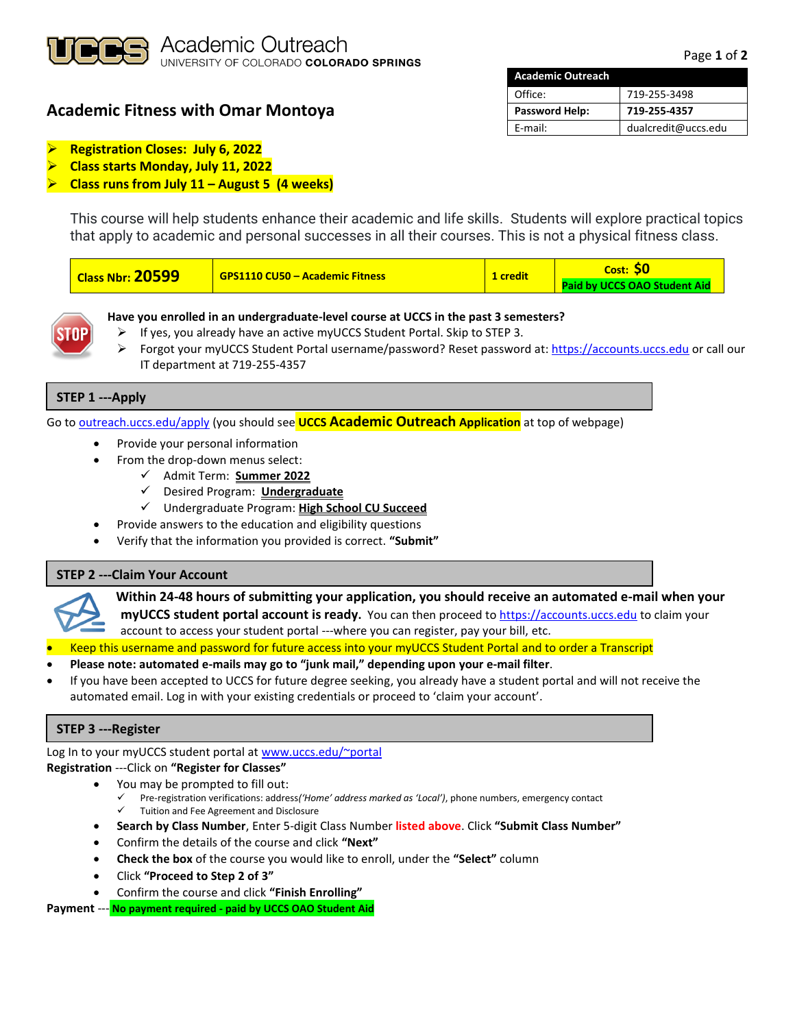Academic Outreach
UNIVERSITY OF COLORADO **COLORADO SPRINGS**

| Academic Outreach | |
|---|---|
| Office: | 719-255-3498 |
| **Password Help:** | **719-255-4357** |
| E-mail: | dualcredit@uccs.edu |

## Academic Fitness with Omar Montoya

- **Registration Closes: July 6, 2022**
- **Class starts Monday, July 11, 2022**
- **Class runs from July 11 – August 5 (4 weeks)**

This course will help students enhance their academic and life skills. Students will explore practical topics that apply to academic and personal successes in all their courses. This is not a physical fitness class.

| | | | |
|---|---|---|---|
| **Class Nbr: 20599** | **GPS1110 CU50 – Academic Fitness** | **1 credit** | **Cost: $0** **Paid by UCCS OAO Student Aid** |

STOP

**Have you enrolled in an undergraduate-level course at UCCS in the past 3 semesters?**

- If yes, you already have an active myUCCS Student Portal. Skip to STEP 3.
- Forgot your myUCCS Student Portal username/password? Reset password at: https://accounts.uccs.edu or call our IT department at 719-255-4357

### STEP 1 ---Apply

Go to outreach.uccs.edu/apply (you should see **UCCS Academic Outreach Application** at top of webpage)

- Provide your personal information
- From the drop-down menus select:
  - ✓ Admit Term: **Summer 2022**
  - ✓ Desired Program: **Undergraduate**
  - ✓ Undergraduate Program: **High School CU Succeed**
- Provide answers to the education and eligibility questions
- Verify that the information you provided is correct. **"Submit"**

### STEP 2 ---Claim Your Account

**Within 24-48 hours of submitting your application, you should receive an automated e-mail when your myUCCS student portal account is ready.** You can then proceed to https://accounts.uccs.edu to claim your account to access your student portal ---where you can register, pay your bill, etc.

- Keep this username and password for future access into your myUCCS Student Portal and to order a Transcript
- **Please note: automated e-mails may go to "junk mail," depending upon your e-mail filter**.
- If you have been accepted to UCCS for future degree seeking, you already have a student portal and will not receive the automated email. Log in with your existing credentials or proceed to 'claim your account'.

### STEP 3 ---Register

Log In to your myUCCS student portal at www.uccs.edu/~portal

**Registration** ---Click on **"Register for Classes"**

- You may be prompted to fill out:
  - ✓ Pre-registration verifications: address*('Home' address marked as 'Local')*, phone numbers, emergency contact
  - ✓ Tuition and Fee Agreement and Disclosure
- **Search by Class Number**, Enter 5-digit Class Number **listed above**. Click **"Submit Class Number"**
- Confirm the details of the course and click **"Next"**
- **Check the box** of the course you would like to enroll, under the **"Select"** column
- Click **"Proceed to Step 2 of 3"**
- Confirm the course and click **"Finish Enrolling"**

**Payment** --- **No payment required - paid by UCCS OAO Student Aid**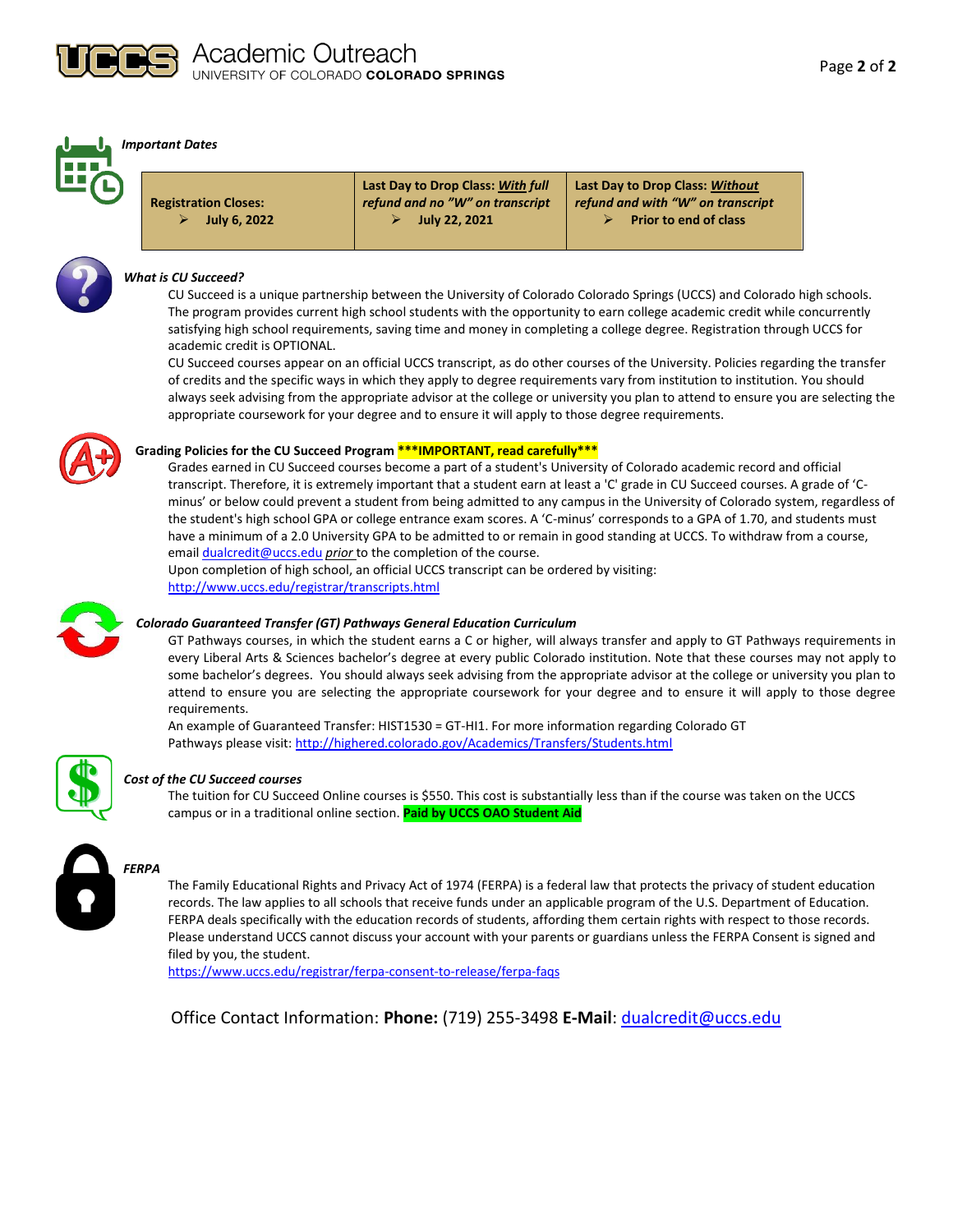***Important Dates***

| Registration Closes: | Last Day to Drop Class: ***With*** *full refund and no "W" on transcript* | Last Day to Drop Class: ***Without*** *refund and with "W" on transcript* |
| --- | --- | --- |
| ➢ July 6, 2022 | ➢ July 22, 2021 | ➢ Prior to end of class |

***What is CU Succeed?***

CU Succeed is a unique partnership between the University of Colorado Colorado Springs (UCCS) and Colorado high schools. The program provides current high school students with the opportunity to earn college academic credit while concurrently satisfying high school requirements, saving time and money in completing a college degree. Registration through UCCS for academic credit is OPTIONAL.

CU Succeed courses appear on an official UCCS transcript, as do other courses of the University. Policies regarding the transfer of credits and the specific ways in which they apply to degree requirements vary from institution to institution. You should always seek advising from the appropriate advisor at the college or university you plan to attend to ensure you are selecting the appropriate coursework for your degree and to ensure it will apply to those degree requirements.

**Grading Policies for the CU Succeed Program \*\*\*IMPORTANT, read carefully\*\*\***

Grades earned in CU Succeed courses become a part of a student's University of Colorado academic record and official transcript. Therefore, it is extremely important that a student earn at least a 'C' grade in CU Succeed courses. A grade of 'C-minus' or below could prevent a student from being admitted to any campus in the University of Colorado system, regardless of the student's high school GPA or college entrance exam scores. A 'C-minus' corresponds to a GPA of 1.70, and students must have a minimum of a 2.0 University GPA to be admitted to or remain in good standing at UCCS. To withdraw from a course, email dualcredit@uccs.edu *prior* to the completion of the course.

Upon completion of high school, an official UCCS transcript can be ordered by visiting: http://www.uccs.edu/registrar/transcripts.html

***Colorado Guaranteed Transfer (GT) Pathways General Education Curriculum***

GT Pathways courses, in which the student earns a C or higher, will always transfer and apply to GT Pathways requirements in every Liberal Arts & Sciences bachelor's degree at every public Colorado institution. Note that these courses may not apply to some bachelor's degrees. You should always seek advising from the appropriate advisor at the college or university you plan to attend to ensure you are selecting the appropriate coursework for your degree and to ensure it will apply to those degree requirements.

An example of Guaranteed Transfer: HIST1530 = GT-HI1. For more information regarding Colorado GT Pathways please visit: http://highered.colorado.gov/Academics/Transfers/Students.html

***Cost of the CU Succeed courses***

The tuition for CU Succeed Online courses is $550. This cost is substantially less than if the course was taken on the UCCS campus or in a traditional online section. **Paid by UCCS OAO Student Aid**

***FERPA***

The Family Educational Rights and Privacy Act of 1974 (FERPA) is a federal law that protects the privacy of student education records. The law applies to all schools that receive funds under an applicable program of the U.S. Department of Education. FERPA deals specifically with the education records of students, affording them certain rights with respect to those records. Please understand UCCS cannot discuss your account with your parents or guardians unless the FERPA Consent is signed and filed by you, the student.

https://www.uccs.edu/registrar/ferpa-consent-to-release/ferpa-faqs

Office Contact Information: **Phone:** (719) 255-3498 **E-Mail**: dualcredit@uccs.edu